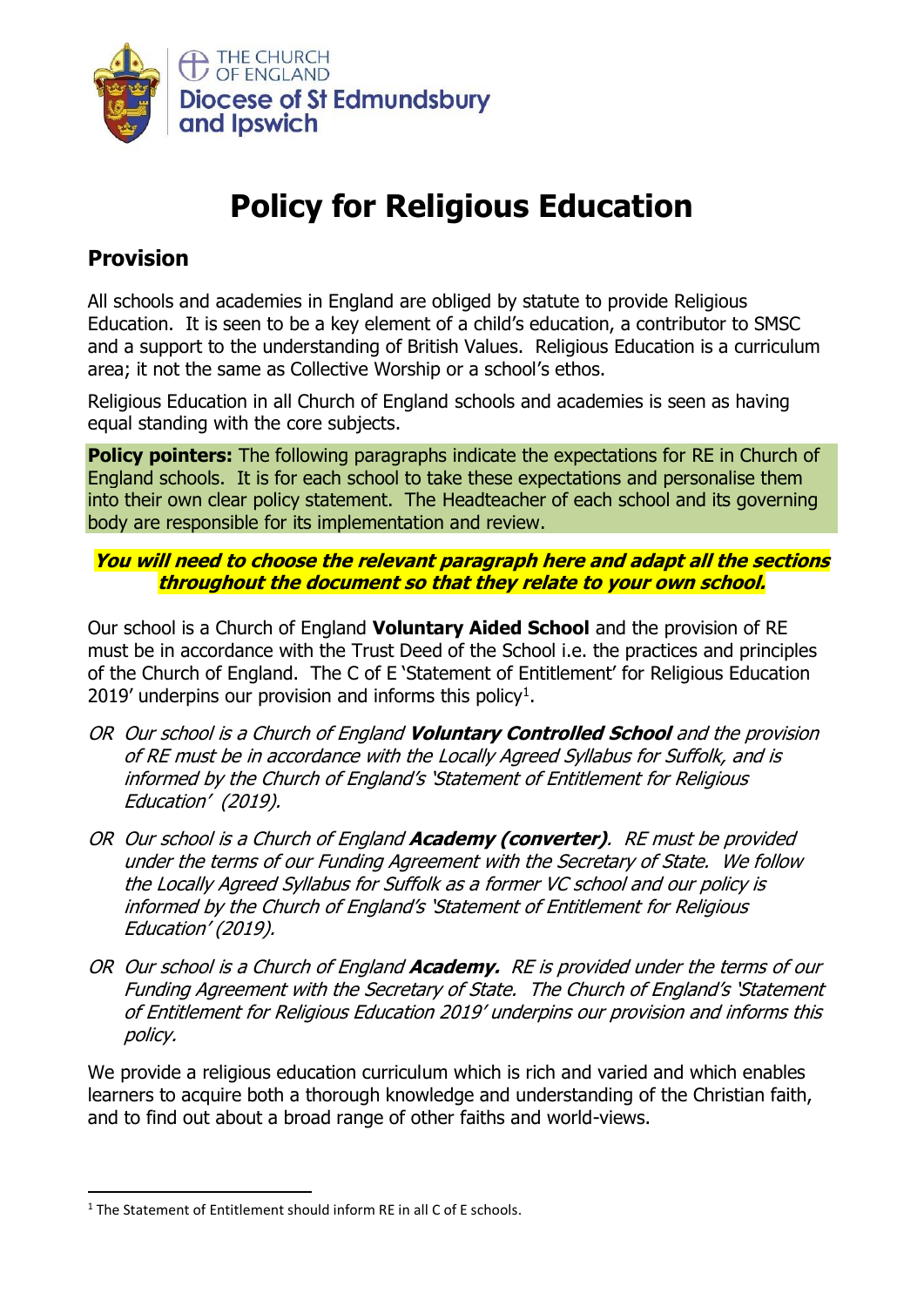THE CHURCH OF ENGLAND
**Diocese of St Edmundsbury and Ipswich**

# Policy for Religious Education

## Provision

All schools and academies in England are obliged by statute to provide Religious Education. It is seen to be a key element of a child's education, a contributor to SMSC and a support to the understanding of British Values. Religious Education is a curriculum area; it not the same as Collective Worship or a school's ethos.

Religious Education in all Church of England schools and academies is seen as having equal standing with the core subjects.

**Policy pointers:** The following paragraphs indicate the expectations for RE in Church of England schools. It is for each school to take these expectations and personalise them into their own clear policy statement. The Headteacher of each school and its governing body are responsible for its implementation and review.

***You will need to choose the relevant paragraph here and adapt all the sections throughout the document so that they relate to your own school.***

Our school is a Church of England **Voluntary Aided School** and the provision of RE must be in accordance with the Trust Deed of the School i.e. the practices and principles of the Church of England. The C of E 'Statement of Entitlement' for Religious Education 2019' underpins our provision and informs this policy[1].

*OR Our school is a Church of England **Voluntary Controlled School** and the provision of RE must be in accordance with the Locally Agreed Syllabus for Suffolk, and is informed by the Church of England's 'Statement of Entitlement for Religious Education' (2019).*

*OR Our school is a Church of England **Academy (converter)**. RE must be provided under the terms of our Funding Agreement with the Secretary of State. We follow the Locally Agreed Syllabus for Suffolk as a former VC school and our policy is informed by the Church of England's 'Statement of Entitlement for Religious Education' (2019).*

*OR Our school is a Church of England **Academy.** RE is provided under the terms of our Funding Agreement with the Secretary of State. The Church of England's 'Statement of Entitlement for Religious Education 2019' underpins our provision and informs this policy.*

We provide a religious education curriculum which is rich and varied and which enables learners to acquire both a thorough knowledge and understanding of the Christian faith, and to find out about a broad range of other faiths and world-views.

[1] The Statement of Entitlement should inform RE in all C of E schools.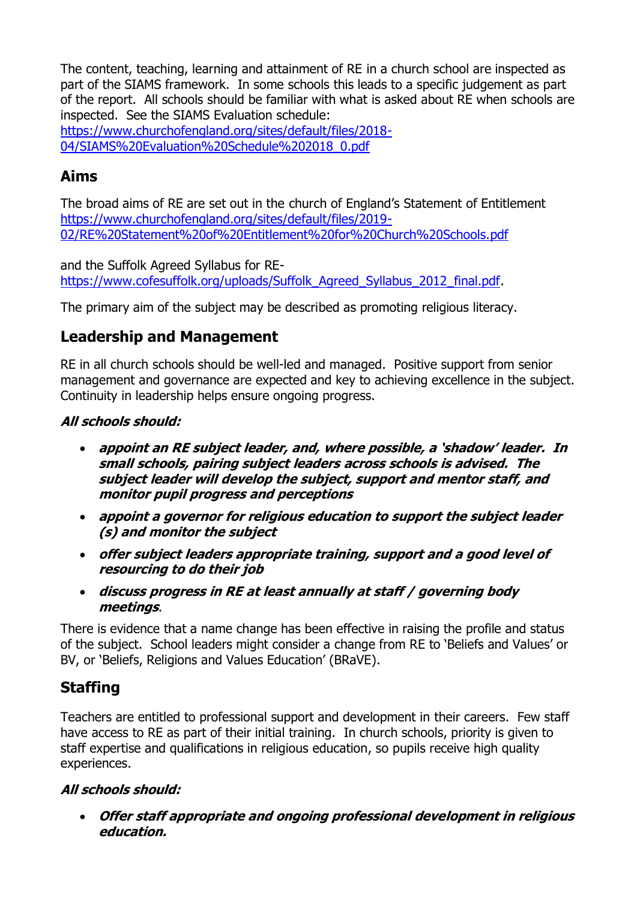The content, teaching, learning and attainment of RE in a church school are inspected as part of the SIAMS framework. In some schools this leads to a specific judgement as part of the report. All schools should be familiar with what is asked about RE when schools are inspected. See the SIAMS Evaluation schedule: [https://www.churchofengland.org/sites/default/files/2018-04/SIAMS%20Evaluation%20Schedule%202018_0.pdf](https://www.churchofengland.org/sites/default/files/2018-04/SIAMS%20Evaluation%20Schedule%202018_0.pdf)

## Aims

The broad aims of RE are set out in the church of England's Statement of Entitlement [https://www.churchofengland.org/sites/default/files/2019-02/RE%20Statement%20of%20Entitlement%20for%20Church%20Schools.pdf](https://www.churchofengland.org/sites/default/files/2019-02/RE%20Statement%20of%20Entitlement%20for%20Church%20Schools.pdf)

and the Suffolk Agreed Syllabus for RE- [https://www.cofesuffolk.org/uploads/Suffolk_Agreed_Syllabus_2012_final.pdf](https://www.cofesuffolk.org/uploads/Suffolk_Agreed_Syllabus_2012_final.pdf).

The primary aim of the subject may be described as promoting religious literacy.

## Leadership and Management

RE in all church schools should be well-led and managed. Positive support from senior management and governance are expected and key to achieving excellence in the subject. Continuity in leadership helps ensure ongoing progress.

***All schools should:***

- ***appoint an RE subject leader, and, where possible, a 'shadow' leader. In small schools, pairing subject leaders across schools is advised. The subject leader will develop the subject, support and mentor staff, and monitor pupil progress and perceptions***
- ***appoint a governor for religious education to support the subject leader (s) and monitor the subject***
- ***offer subject leaders appropriate training, support and a good level of resourcing to do their job***
- ***discuss progress in RE at least annually at staff / governing body meetings.***

There is evidence that a name change has been effective in raising the profile and status of the subject. School leaders might consider a change from RE to 'Beliefs and Values' or BV, or 'Beliefs, Religions and Values Education' (BRaVE).

## Staffing

Teachers are entitled to professional support and development in their careers. Few staff have access to RE as part of their initial training. In church schools, priority is given to staff expertise and qualifications in religious education, so pupils receive high quality experiences.

***All schools should:***

- ***Offer staff appropriate and ongoing professional development in religious education.***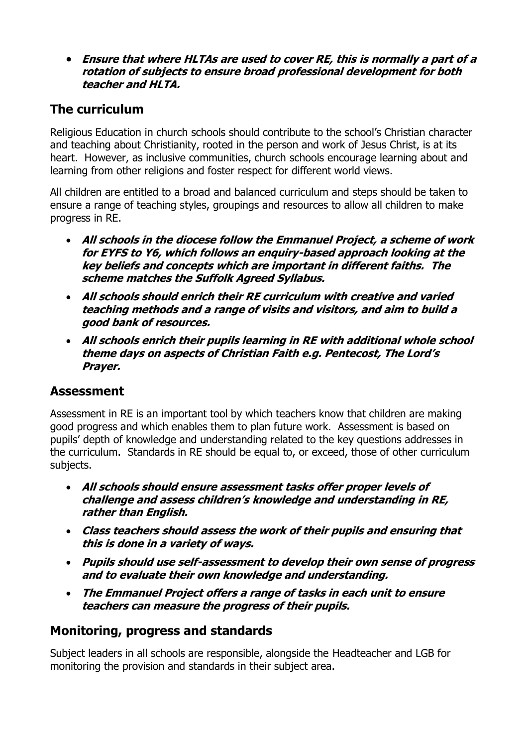- ***Ensure that where HLTAs are used to cover RE, this is normally a part of a rotation of subjects to ensure broad professional development for both teacher and HLTA.***

## The curriculum

Religious Education in church schools should contribute to the school's Christian character and teaching about Christianity, rooted in the person and work of Jesus Christ, is at its heart. However, as inclusive communities, church schools encourage learning about and learning from other religions and foster respect for different world views.

All children are entitled to a broad and balanced curriculum and steps should be taken to ensure a range of teaching styles, groupings and resources to allow all children to make progress in RE.

- ***All schools in the diocese follow the Emmanuel Project, a scheme of work for EYFS to Y6, which follows an enquiry-based approach looking at the key beliefs and concepts which are important in different faiths. The scheme matches the Suffolk Agreed Syllabus.***
- ***All schools should enrich their RE curriculum with creative and varied teaching methods and a range of visits and visitors, and aim to build a good bank of resources.***
- ***All schools enrich their pupils learning in RE with additional whole school theme days on aspects of Christian Faith e.g. Pentecost, The Lord's Prayer.***

## Assessment

Assessment in RE is an important tool by which teachers know that children are making good progress and which enables them to plan future work. Assessment is based on pupils' depth of knowledge and understanding related to the key questions addresses in the curriculum. Standards in RE should be equal to, or exceed, those of other curriculum subjects.

- ***All schools should ensure assessment tasks offer proper levels of challenge and assess children's knowledge and understanding in RE, rather than English.***
- ***Class teachers should assess the work of their pupils and ensuring that this is done in a variety of ways.***
- ***Pupils should use self-assessment to develop their own sense of progress and to evaluate their own knowledge and understanding.***
- ***The Emmanuel Project offers a range of tasks in each unit to ensure teachers can measure the progress of their pupils.***

## Monitoring, progress and standards

Subject leaders in all schools are responsible, alongside the Headteacher and LGB for monitoring the provision and standards in their subject area.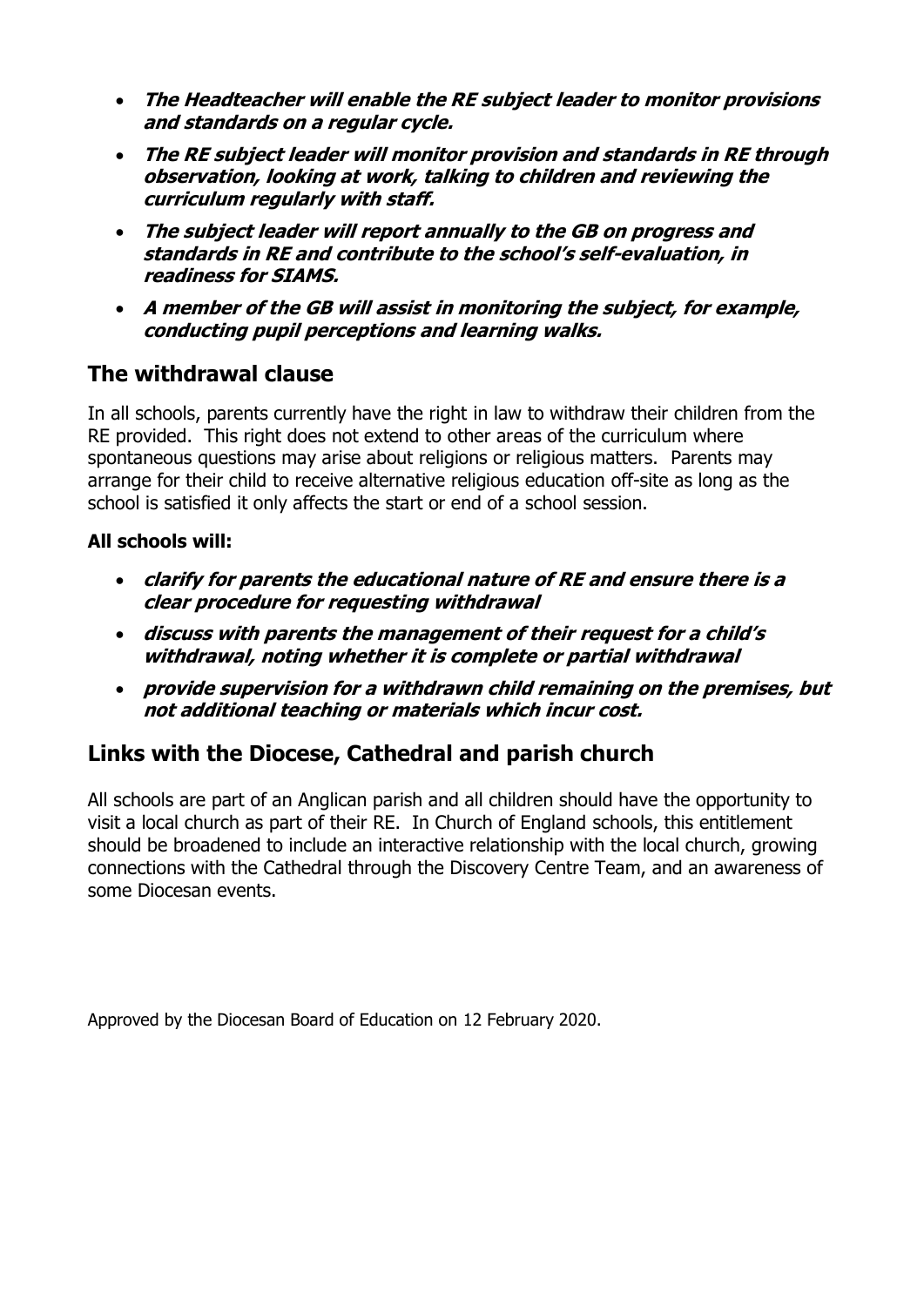- ***The Headteacher will enable the RE subject leader to monitor provisions and standards on a regular cycle.***
- ***The RE subject leader will monitor provision and standards in RE through observation, looking at work, talking to children and reviewing the curriculum regularly with staff.***
- ***The subject leader will report annually to the GB on progress and standards in RE and contribute to the school's self-evaluation, in readiness for SIAMS.***
- ***A member of the GB will assist in monitoring the subject, for example, conducting pupil perceptions and learning walks.***

## The withdrawal clause

In all schools, parents currently have the right in law to withdraw their children from the RE provided. This right does not extend to other areas of the curriculum where spontaneous questions may arise about religions or religious matters. Parents may arrange for their child to receive alternative religious education off-site as long as the school is satisfied it only affects the start or end of a school session.

**All schools will:**

- ***clarify for parents the educational nature of RE and ensure there is a clear procedure for requesting withdrawal***
- ***discuss with parents the management of their request for a child's withdrawal, noting whether it is complete or partial withdrawal***
- ***provide supervision for a withdrawn child remaining on the premises, but not additional teaching or materials which incur cost.***

## Links with the Diocese, Cathedral and parish church

All schools are part of an Anglican parish and all children should have the opportunity to visit a local church as part of their RE. In Church of England schools, this entitlement should be broadened to include an interactive relationship with the local church, growing connections with the Cathedral through the Discovery Centre Team, and an awareness of some Diocesan events.

Approved by the Diocesan Board of Education on 12 February 2020.